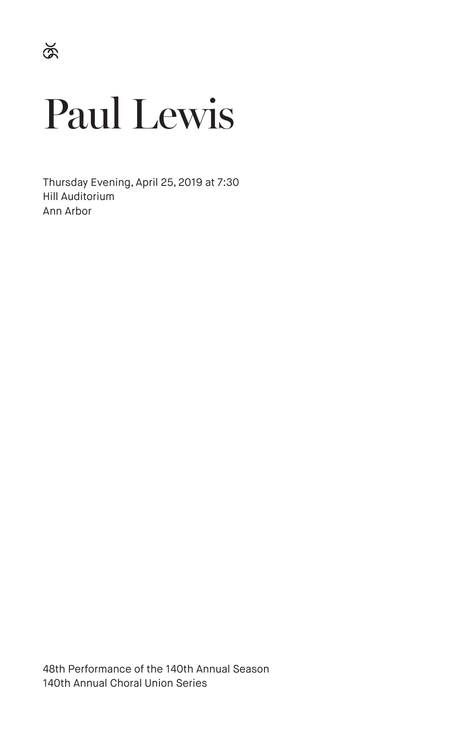# Paul Lewis

Thursday Evening, April 25, 2019 at 7:30
Hill Auditorium
Ann Arbor

48th Performance of the 140th Annual Season
140th Annual Choral Union Series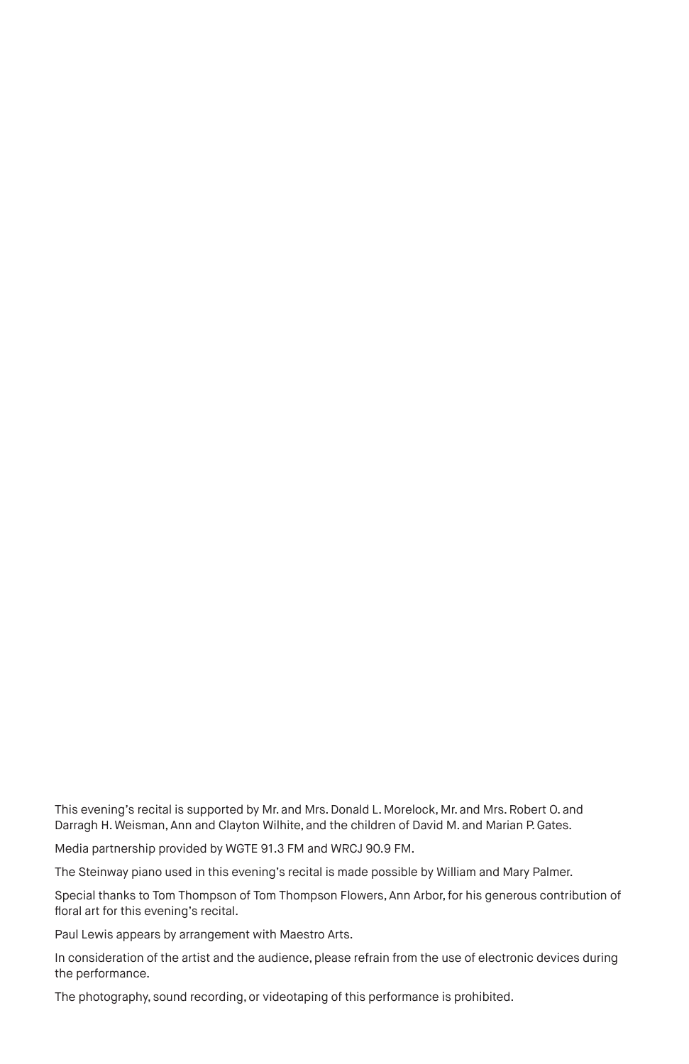This evening's recital is supported by Mr. and Mrs. Donald L. Morelock, Mr. and Mrs. Robert O. and Darragh H. Weisman, Ann and Clayton Wilhite, and the children of David M. and Marian P. Gates.

Media partnership provided by WGTE 91.3 FM and WRCJ 90.9 FM.

The Steinway piano used in this evening's recital is made possible by William and Mary Palmer.

Special thanks to Tom Thompson of Tom Thompson Flowers, Ann Arbor, for his generous contribution of floral art for this evening's recital.

Paul Lewis appears by arrangement with Maestro Arts.

In consideration of the artist and the audience, please refrain from the use of electronic devices during the performance.

The photography, sound recording, or videotaping of this performance is prohibited.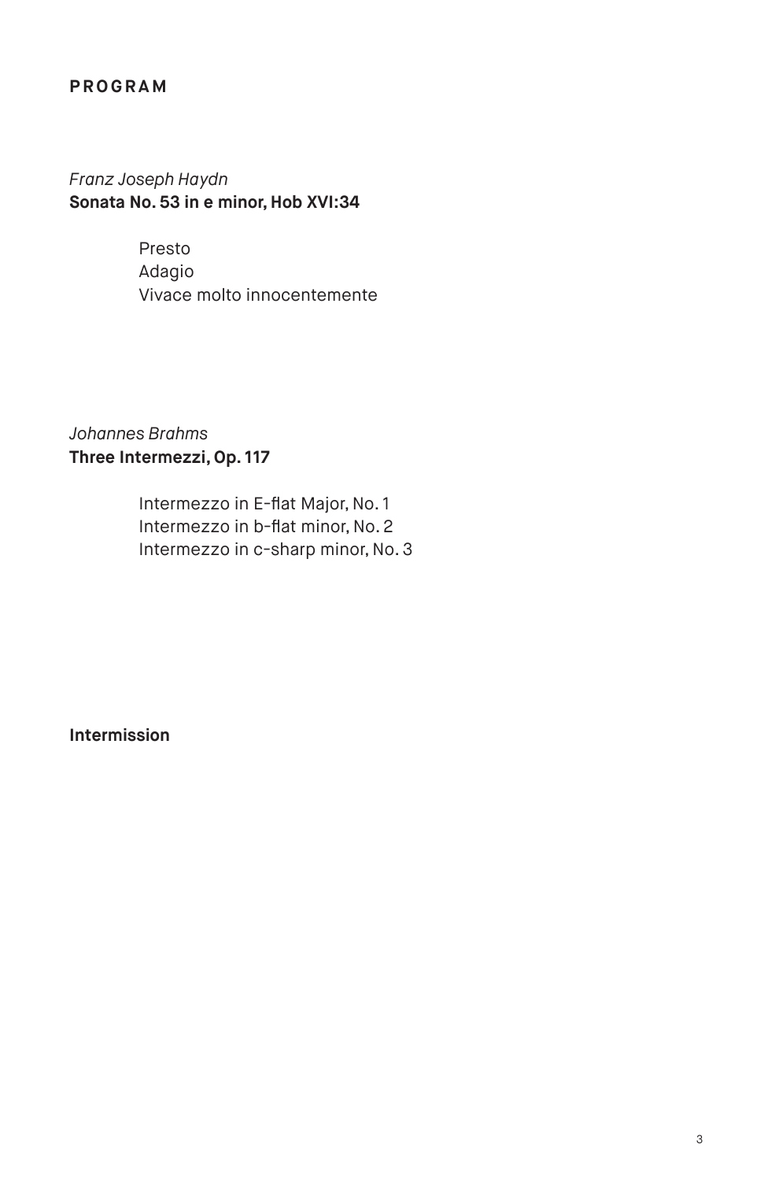## PROGRAM

*Franz Joseph Haydn*
**Sonata No. 53 in e minor, Hob XVI:34**

Presto
Adagio
Vivace molto innocentemente

*Johannes Brahms*
**Three Intermezzi, Op. 117**

Intermezzo in E-flat Major, No. 1
Intermezzo in b-flat minor, No. 2
Intermezzo in c-sharp minor, No. 3

**Intermission**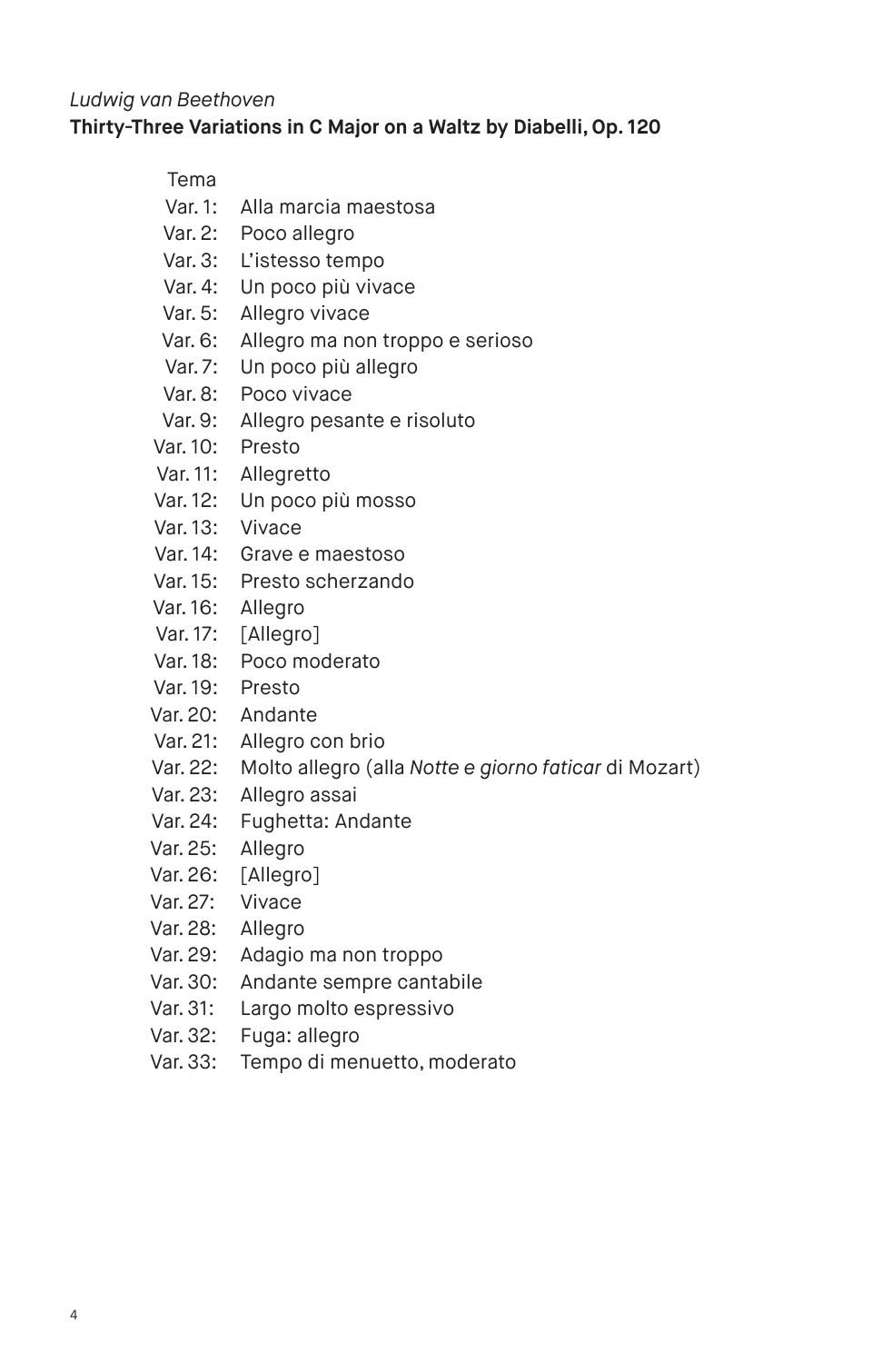*Ludwig van Beethoven*
**Thirty-Three Variations in C Major on a Waltz by Diabelli, Op. 120**

Tema
Var. 1: Alla marcia maestosa
Var. 2: Poco allegro
Var. 3: L'istesso tempo
Var. 4: Un poco più vivace
Var. 5: Allegro vivace
Var. 6: Allegro ma non troppo e serioso
Var. 7: Un poco più allegro
Var. 8: Poco vivace
Var. 9: Allegro pesante e risoluto
Var. 10: Presto
Var. 11: Allegretto
Var. 12: Un poco più mosso
Var. 13: Vivace
Var. 14: Grave e maestoso
Var. 15: Presto scherzando
Var. 16: Allegro
Var. 17: [Allegro]
Var. 18: Poco moderato
Var. 19: Presto
Var. 20: Andante
Var. 21: Allegro con brio
Var. 22: Molto allegro (alla *Notte e giorno faticar* di Mozart)
Var. 23: Allegro assai
Var. 24: Fughetta: Andante
Var. 25: Allegro
Var. 26: [Allegro]
Var. 27: Vivace
Var. 28: Allegro
Var. 29: Adagio ma non troppo
Var. 30: Andante sempre cantabile
Var. 31: Largo molto espressivo
Var. 32: Fuga: allegro
Var. 33: Tempo di menuetto, moderato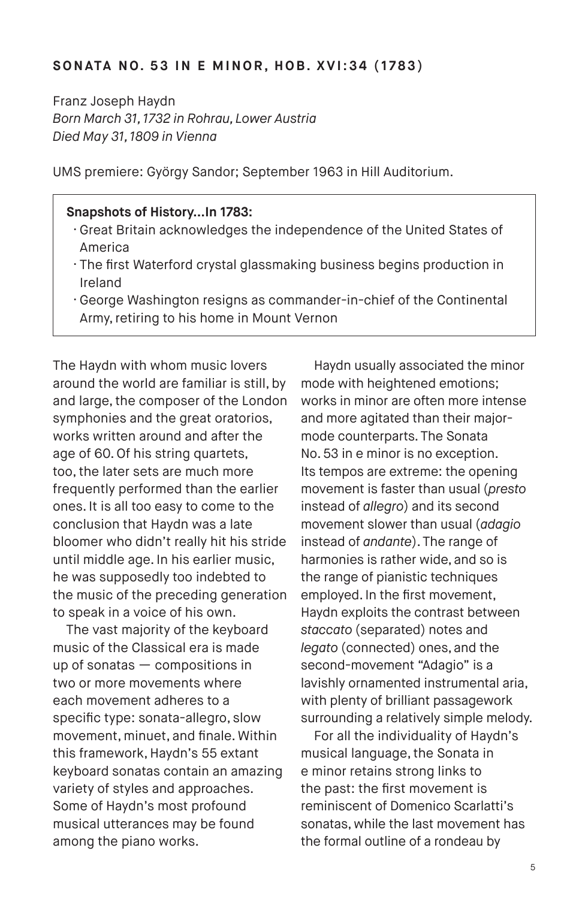## SONATA NO. 53 IN E MINOR, HOB. XVI:34 (1783)

Franz Joseph Haydn
*Born March 31, 1732 in Rohrau, Lower Austria*
*Died May 31, 1809 in Vienna*

UMS premiere: György Sandor; September 1963 in Hill Auditorium.

> **Snapshots of History...In 1783:**
> - Great Britain acknowledges the independence of the United States of America
> - The first Waterford crystal glassmaking business begins production in Ireland
> - George Washington resigns as commander-in-chief of the Continental Army, retiring to his home in Mount Vernon

The Haydn with whom music lovers around the world are familiar is still, by and large, the composer of the London symphonies and the great oratorios, works written around and after the age of 60. Of his string quartets, too, the later sets are much more frequently performed than the earlier ones. It is all too easy to come to the conclusion that Haydn was a late bloomer who didn't really hit his stride until middle age. In his earlier music, he was supposedly too indebted to the music of the preceding generation to speak in a voice of his own.

The vast majority of the keyboard music of the Classical era is made up of sonatas — compositions in two or more movements where each movement adheres to a specific type: sonata-allegro, slow movement, minuet, and finale. Within this framework, Haydn's 55 extant keyboard sonatas contain an amazing variety of styles and approaches. Some of Haydn's most profound musical utterances may be found among the piano works.

Haydn usually associated the minor mode with heightened emotions; works in minor are often more intense and more agitated than their major-mode counterparts. The Sonata No. 53 in e minor is no exception. Its tempos are extreme: the opening movement is faster than usual (*presto* instead of *allegro*) and its second movement slower than usual (*adagio* instead of *andante*). The range of harmonies is rather wide, and so is the range of pianistic techniques employed. In the first movement, Haydn exploits the contrast between *staccato* (separated) notes and *legato* (connected) ones, and the second-movement "Adagio" is a lavishly ornamented instrumental aria, with plenty of brilliant passagework surrounding a relatively simple melody.

For all the individuality of Haydn's musical language, the Sonata in e minor retains strong links to the past: the first movement is reminiscent of Domenico Scarlatti's sonatas, while the last movement has the formal outline of a rondeau by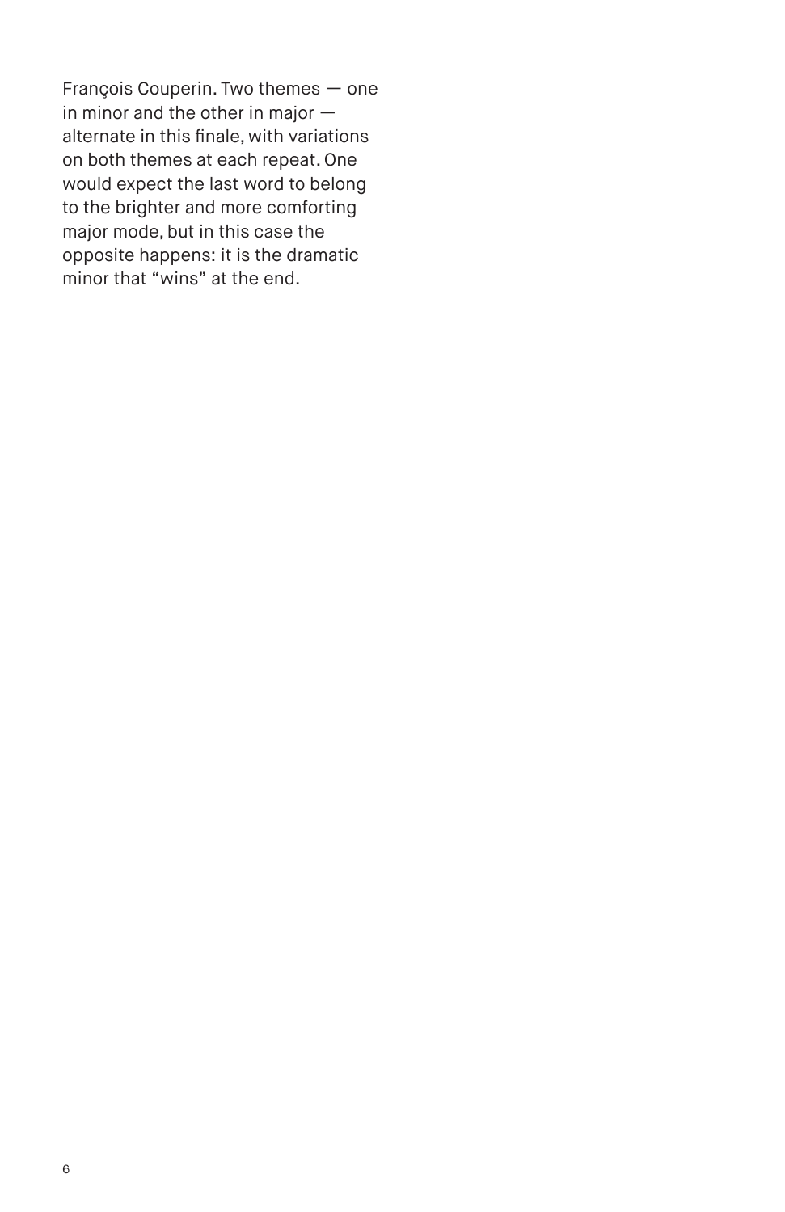François Couperin. Two themes — one in minor and the other in major — alternate in this finale, with variations on both themes at each repeat. One would expect the last word to belong to the brighter and more comforting major mode, but in this case the opposite happens: it is the dramatic minor that "wins" at the end.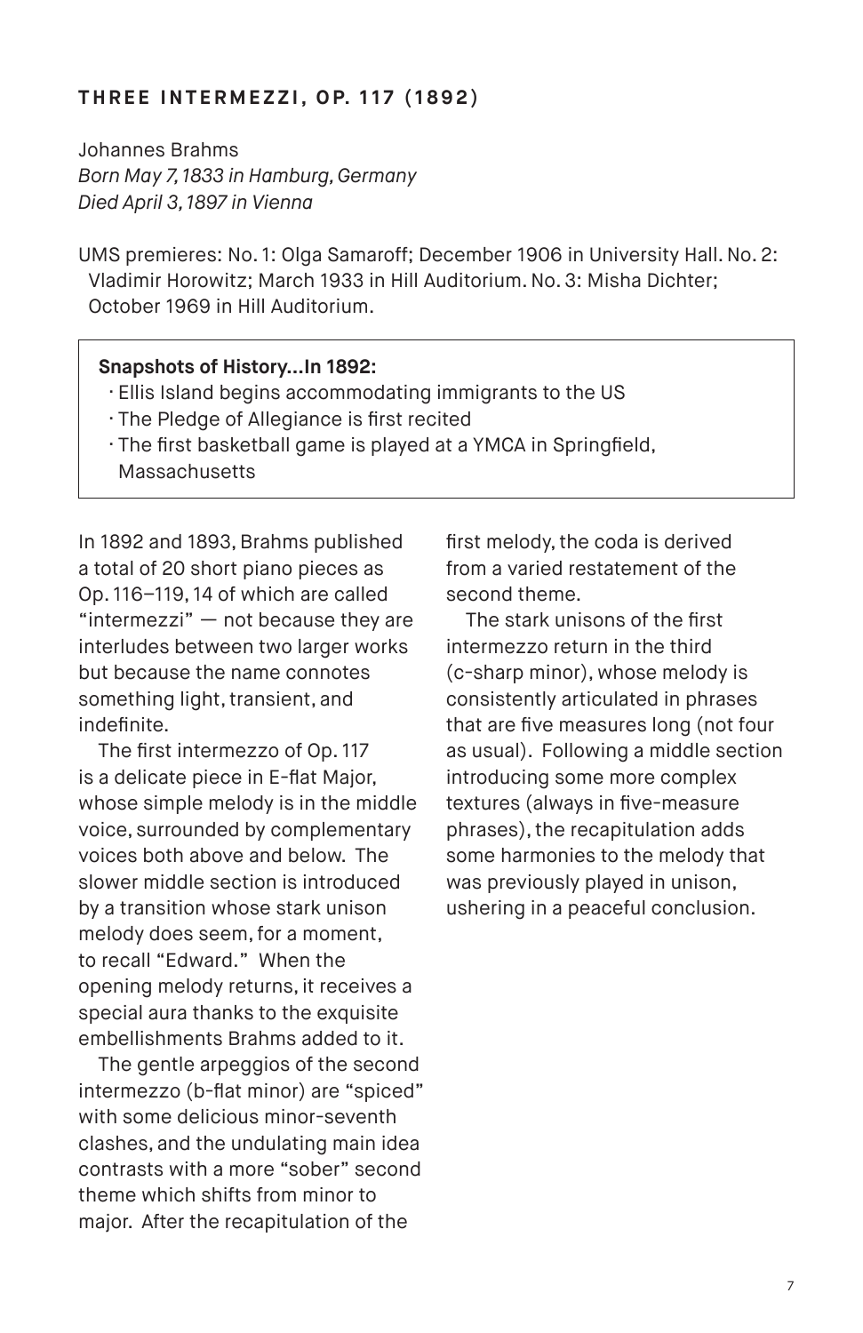### THREE INTERMEZZI, OP. 117 (1892)

Johannes Brahms
*Born May 7, 1833 in Hamburg, Germany*
*Died April 3, 1897 in Vienna*

UMS premieres: No. 1: Olga Samaroff; December 1906 in University Hall. No. 2: Vladimir Horowitz; March 1933 in Hill Auditorium. No. 3: Misha Dichter; October 1969 in Hill Auditorium.

> **Snapshots of History…In 1892:**
> - Ellis Island begins accommodating immigrants to the US
> - The Pledge of Allegiance is first recited
> - The first basketball game is played at a YMCA in Springfield, Massachusetts

In 1892 and 1893, Brahms published a total of 20 short piano pieces as Op. 116–119, 14 of which are called "intermezzi" — not because they are interludes between two larger works but because the name connotes something light, transient, and indefinite.

The first intermezzo of Op. 117 is a delicate piece in E-flat Major, whose simple melody is in the middle voice, surrounded by complementary voices both above and below. The slower middle section is introduced by a transition whose stark unison melody does seem, for a moment, to recall "Edward." When the opening melody returns, it receives a special aura thanks to the exquisite embellishments Brahms added to it.

The gentle arpeggios of the second intermezzo (b-flat minor) are "spiced" with some delicious minor-seventh clashes, and the undulating main idea contrasts with a more "sober" second theme which shifts from minor to major. After the recapitulation of the first melody, the coda is derived from a varied restatement of the second theme.

The stark unisons of the first intermezzo return in the third (c-sharp minor), whose melody is consistently articulated in phrases that are five measures long (not four as usual). Following a middle section introducing some more complex textures (always in five-measure phrases), the recapitulation adds some harmonies to the melody that was previously played in unison, ushering in a peaceful conclusion.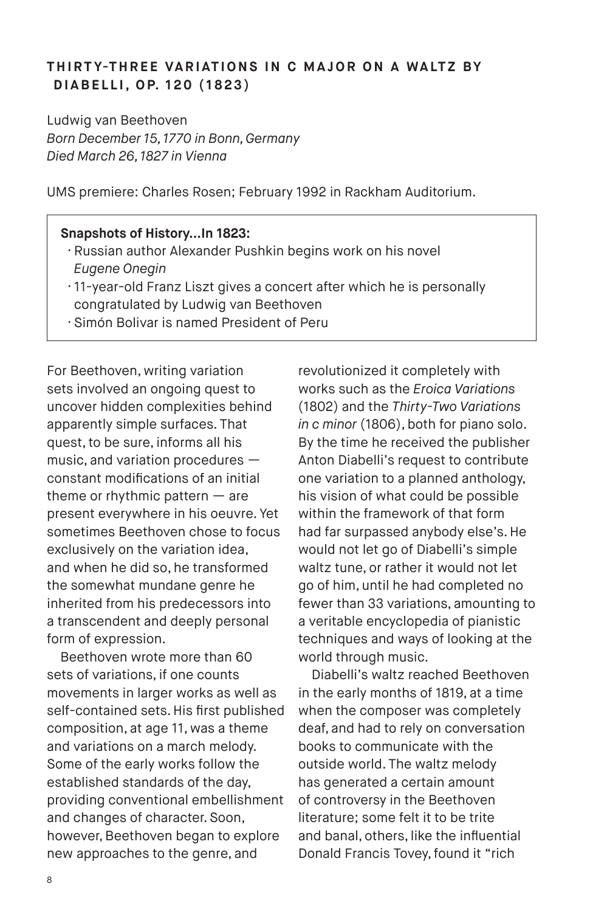### THIRTY-THREE VARIATIONS IN C MAJOR ON A WALTZ BY DIABELLI, OP. 120 (1823)

Ludwig van Beethoven
*Born December 15, 1770 in Bonn, Germany*
*Died March 26, 1827 in Vienna*

UMS premiere: Charles Rosen; February 1992 in Rackham Auditorium.

> **Snapshots of History…In 1823:**
> - Russian author Alexander Pushkin begins work on his novel *Eugene Onegin*
> - 11-year-old Franz Liszt gives a concert after which he is personally congratulated by Ludwig van Beethoven
> - Simón Bolivar is named President of Peru

For Beethoven, writing variation sets involved an ongoing quest to uncover hidden complexities behind apparently simple surfaces. That quest, to be sure, informs all his music, and variation procedures — constant modifications of an initial theme or rhythmic pattern — are present everywhere in his oeuvre. Yet sometimes Beethoven chose to focus exclusively on the variation idea, and when he did so, he transformed the somewhat mundane genre he inherited from his predecessors into a transcendent and deeply personal form of expression.

Beethoven wrote more than 60 sets of variations, if one counts movements in larger works as well as self-contained sets. His first published composition, at age 11, was a theme and variations on a march melody. Some of the early works follow the established standards of the day, providing conventional embellishment and changes of character. Soon, however, Beethoven began to explore new approaches to the genre, and revolutionized it completely with works such as the *Eroica Variations* (1802) and the *Thirty-Two Variations in c minor* (1806), both for piano solo. By the time he received the publisher Anton Diabelli's request to contribute one variation to a planned anthology, his vision of what could be possible within the framework of that form had far surpassed anybody else's. He would not let go of Diabelli's simple waltz tune, or rather it would not let go of him, until he had completed no fewer than 33 variations, amounting to a veritable encyclopedia of pianistic techniques and ways of looking at the world through music.

Diabelli's waltz reached Beethoven in the early months of 1819, at a time when the composer was completely deaf, and had to rely on conversation books to communicate with the outside world. The waltz melody has generated a certain amount of controversy in the Beethoven literature; some felt it to be trite and banal, others, like the influential Donald Francis Tovey, found it "rich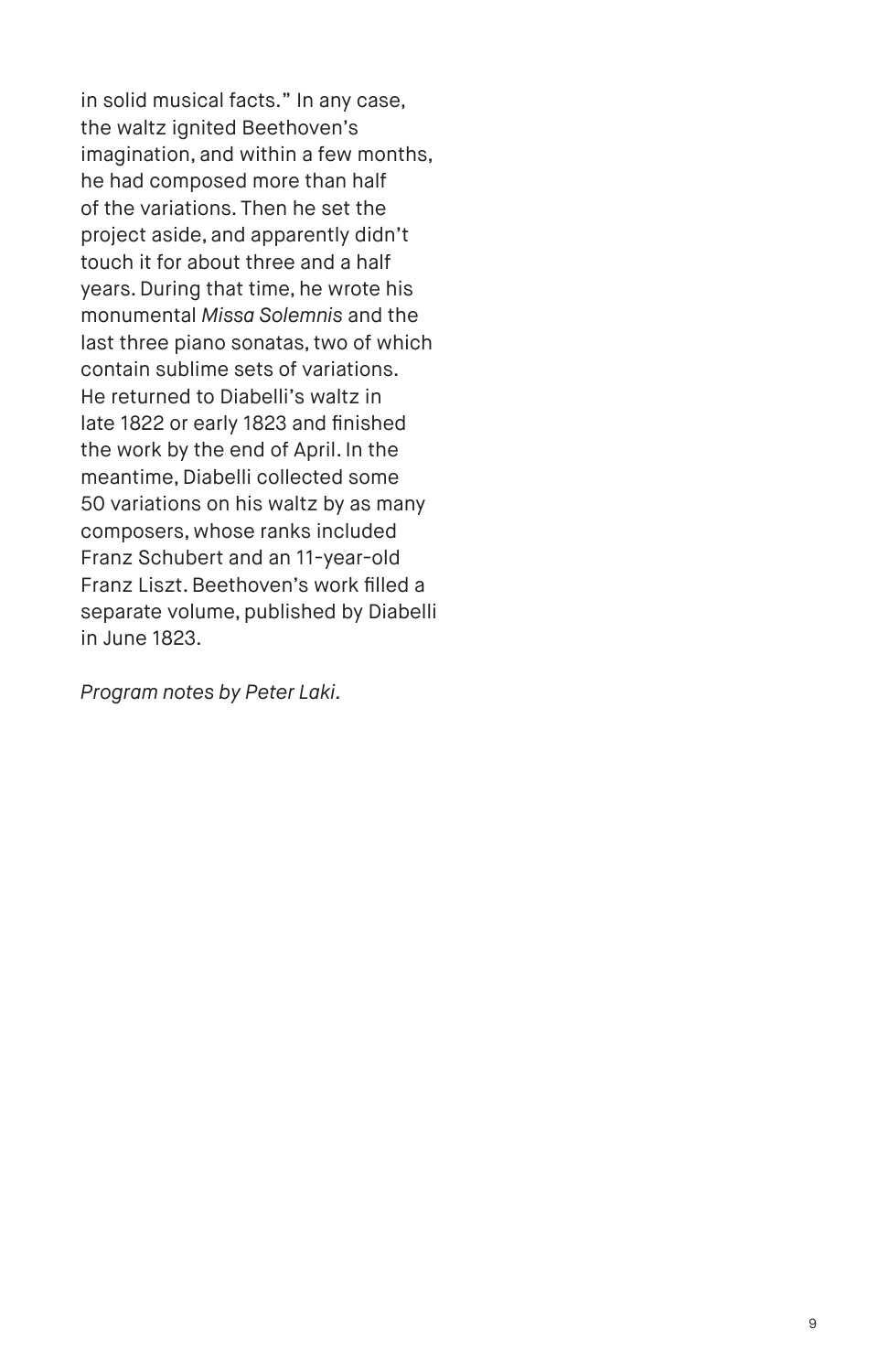in solid musical facts." In any case, the waltz ignited Beethoven's imagination, and within a few months, he had composed more than half of the variations. Then he set the project aside, and apparently didn't touch it for about three and a half years. During that time, he wrote his monumental *Missa Solemnis* and the last three piano sonatas, two of which contain sublime sets of variations. He returned to Diabelli's waltz in late 1822 or early 1823 and finished the work by the end of April. In the meantime, Diabelli collected some 50 variations on his waltz by as many composers, whose ranks included Franz Schubert and an 11-year-old Franz Liszt. Beethoven's work filled a separate volume, published by Diabelli in June 1823.

*Program notes by Peter Laki.*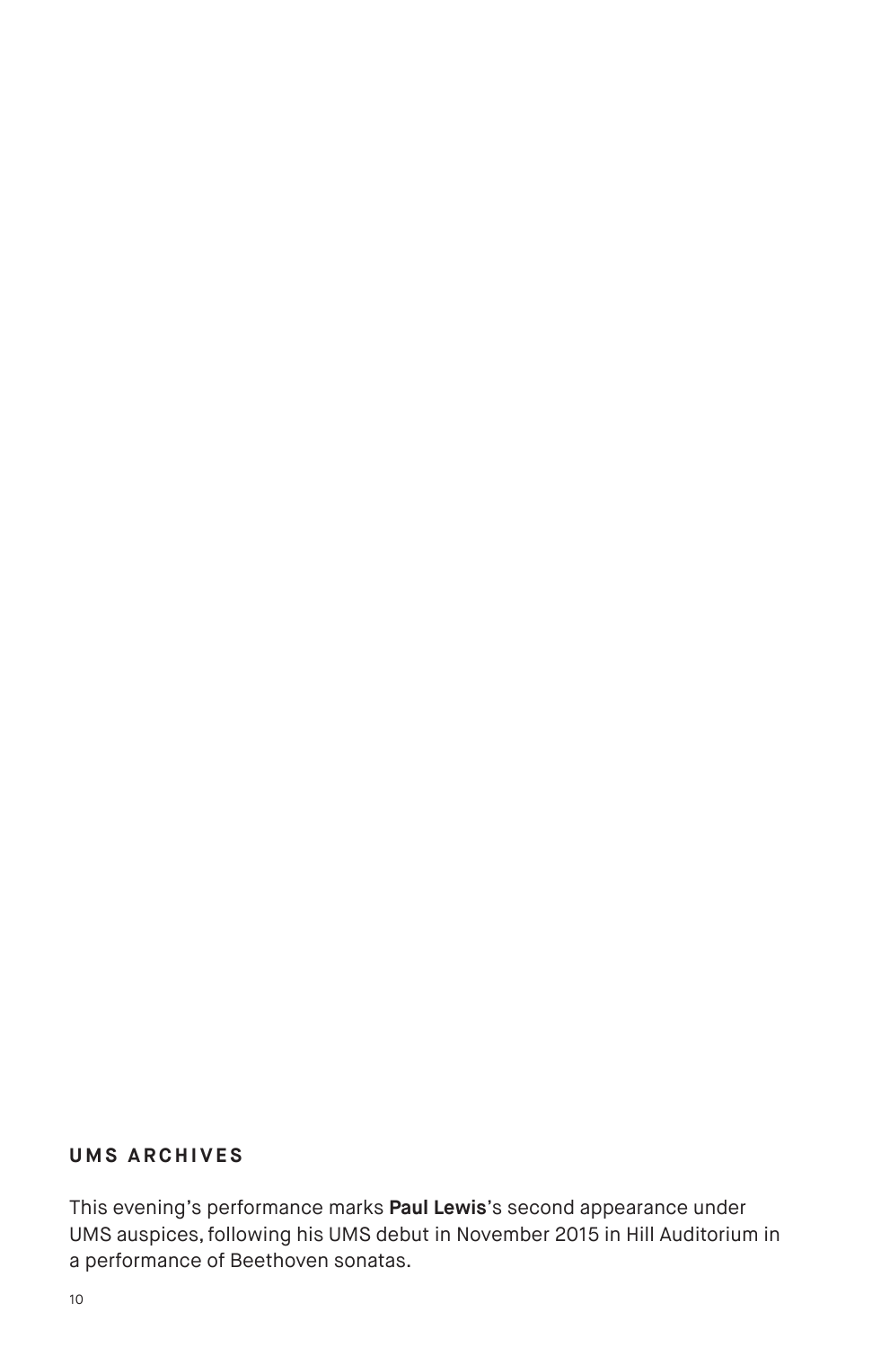## UMS ARCHIVES

This evening's performance marks **Paul Lewis**'s second appearance under UMS auspices, following his UMS debut in November 2015 in Hill Auditorium in a performance of Beethoven sonatas.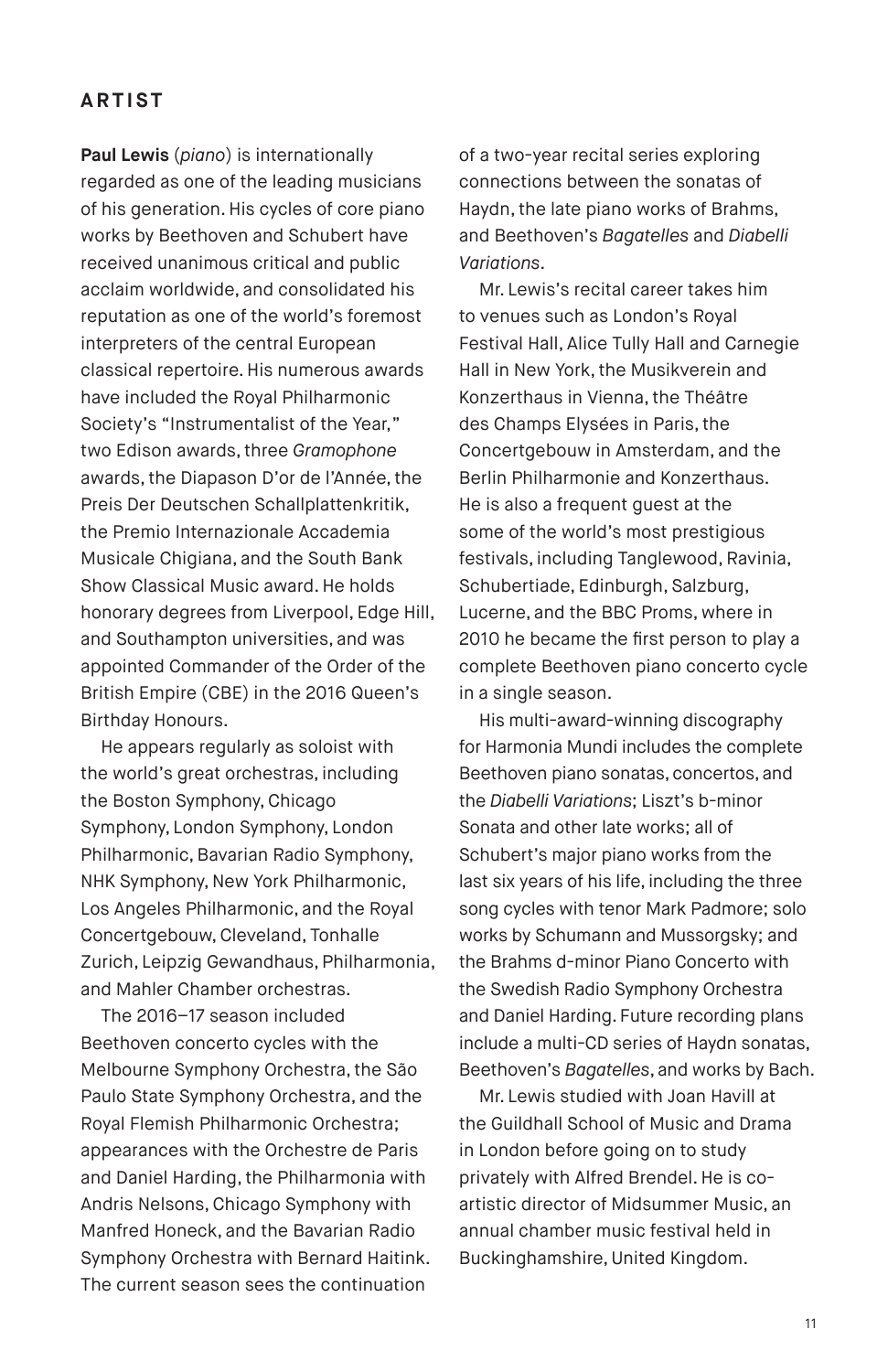## ARTIST

**Paul Lewis** (*piano*) is internationally regarded as one of the leading musicians of his generation. His cycles of core piano works by Beethoven and Schubert have received unanimous critical and public acclaim worldwide, and consolidated his reputation as one of the world's foremost interpreters of the central European classical repertoire. His numerous awards have included the Royal Philharmonic Society's "Instrumentalist of the Year," two Edison awards, three *Gramophone* awards, the Diapason D'or de l'Année, the Preis Der Deutschen Schallplattenkritik, the Premio Internazionale Accademia Musicale Chigiana, and the South Bank Show Classical Music award. He holds honorary degrees from Liverpool, Edge Hill, and Southampton universities, and was appointed Commander of the Order of the British Empire (CBE) in the 2016 Queen's Birthday Honours.

He appears regularly as soloist with the world's great orchestras, including the Boston Symphony, Chicago Symphony, London Symphony, London Philharmonic, Bavarian Radio Symphony, NHK Symphony, New York Philharmonic, Los Angeles Philharmonic, and the Royal Concertgebouw, Cleveland, Tonhalle Zurich, Leipzig Gewandhaus, Philharmonia, and Mahler Chamber orchestras.

The 2016–17 season included Beethoven concerto cycles with the Melbourne Symphony Orchestra, the São Paulo State Symphony Orchestra, and the Royal Flemish Philharmonic Orchestra; appearances with the Orchestre de Paris and Daniel Harding, the Philharmonia with Andris Nelsons, Chicago Symphony with Manfred Honeck, and the Bavarian Radio Symphony Orchestra with Bernard Haitink. The current season sees the continuation of a two-year recital series exploring connections between the sonatas of Haydn, the late piano works of Brahms, and Beethoven's *Bagatelles* and *Diabelli Variations*.

Mr. Lewis's recital career takes him to venues such as London's Royal Festival Hall, Alice Tully Hall and Carnegie Hall in New York, the Musikverein and Konzerthaus in Vienna, the Théâtre des Champs Elysées in Paris, the Concertgebouw in Amsterdam, and the Berlin Philharmonie and Konzerthaus. He is also a frequent guest at the some of the world's most prestigious festivals, including Tanglewood, Ravinia, Schubertiade, Edinburgh, Salzburg, Lucerne, and the BBC Proms, where in 2010 he became the first person to play a complete Beethoven piano concerto cycle in a single season.

His multi-award-winning discography for Harmonia Mundi includes the complete Beethoven piano sonatas, concertos, and the *Diabelli Variations*; Liszt's b-minor Sonata and other late works; all of Schubert's major piano works from the last six years of his life, including the three song cycles with tenor Mark Padmore; solo works by Schumann and Mussorgsky; and the Brahms d-minor Piano Concerto with the Swedish Radio Symphony Orchestra and Daniel Harding. Future recording plans include a multi-CD series of Haydn sonatas, Beethoven's *Bagatelles*, and works by Bach.

Mr. Lewis studied with Joan Havill at the Guildhall School of Music and Drama in London before going on to study privately with Alfred Brendel. He is co-artistic director of Midsummer Music, an annual chamber music festival held in Buckinghamshire, United Kingdom.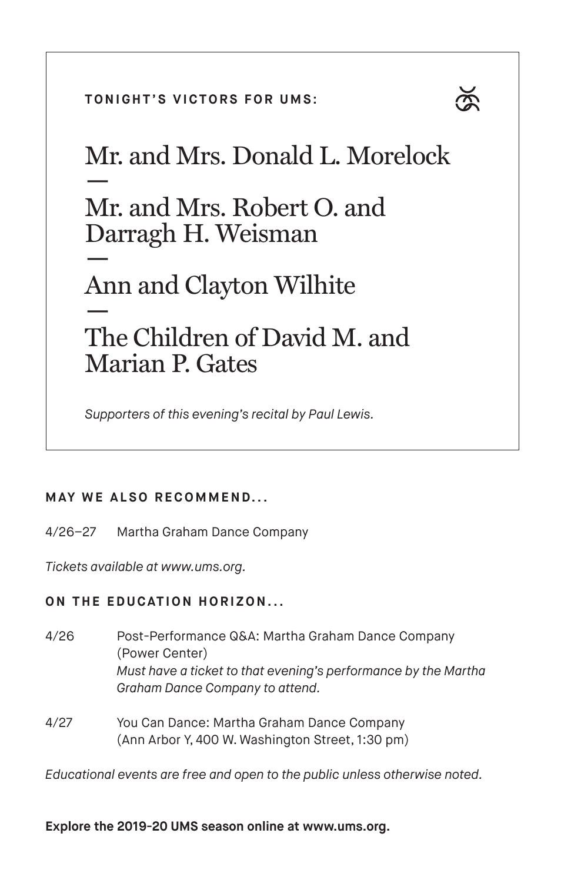**TONIGHT'S VICTORS FOR UMS:**

Mr. and Mrs. Donald L. Morelock

—

Mr. and Mrs. Robert O. and Darragh H. Weisman

—

Ann and Clayton Wilhite

—

The Children of David M. and Marian P. Gates

*Supporters of this evening's recital by Paul Lewis.*

**MAY WE ALSO RECOMMEND...**

4/26–27 Martha Graham Dance Company

*Tickets available at www.ums.org.*

**ON THE EDUCATION HORIZON...**

4/26 Post-Performance Q&A: Martha Graham Dance Company (Power Center)
*Must have a ticket to that evening's performance by the Martha Graham Dance Company to attend.*

4/27 You Can Dance: Martha Graham Dance Company (Ann Arbor Y, 400 W. Washington Street, 1:30 pm)

*Educational events are free and open to the public unless otherwise noted.*

**Explore the 2019-20 UMS season online at www.ums.org.**